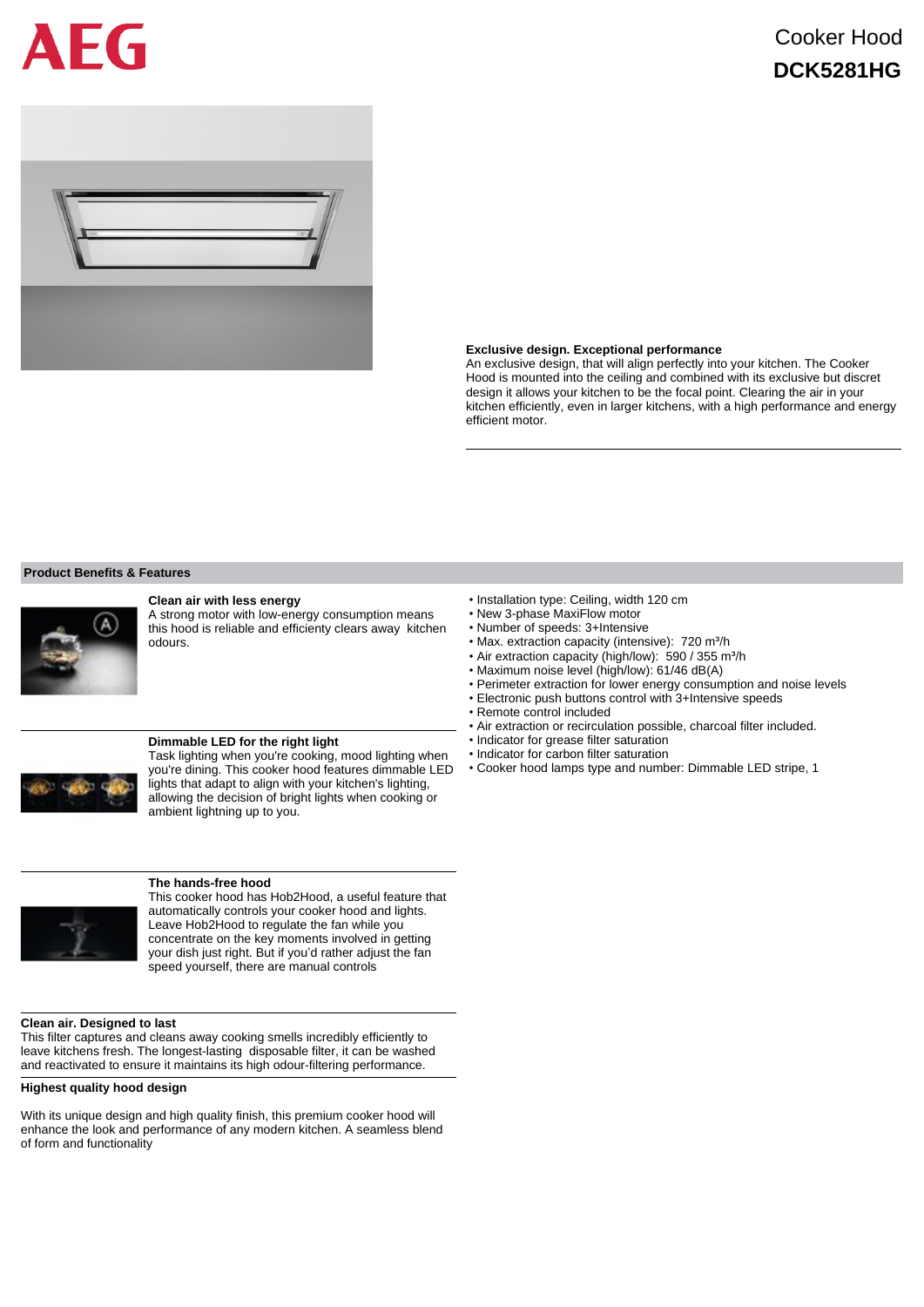AEG

# Cooker Hood
## DCK5281HG

**Exclusive design. Exceptional performance**
An exclusive design, that will align perfectly into your kitchen. The Cooker Hood is mounted into the ceiling and combined with its exclusive but discret design it allows your kitchen to be the focal point. Clearing the air in your kitchen efficiently, even in larger kitchens, with a high performance and energy efficient motor.

## Product Benefits & Features

**Clean air with less energy**
A strong motor with low-energy consumption means this hood is reliable and efficiently clears away kitchen odours.

**Dimmable LED for the right light**
Task lighting when you're cooking, mood lighting when you're dining. This cooker hood features dimmable LED lights that adapt to align with your kitchen's lighting, allowing the decision of bright lights when cooking or ambient lightning up to you.

**The hands-free hood**
This cooker hood has Hob2Hood, a useful feature that automatically controls your cooker hood and lights. Leave Hob2Hood to regulate the fan while you concentrate on the key moments involved in getting your dish just right. But if you'd rather adjust the fan speed yourself, there are manual controls

**Clean air. Designed to last**
This filter captures and cleans away cooking smells incredibly efficiently to leave kitchens fresh. The longest-lasting disposable filter, it can be washed and reactivated to ensure it maintains its high odour-filtering performance.

**Highest quality hood design**

With its unique design and high quality finish, this premium cooker hood will enhance the look and performance of any modern kitchen. A seamless blend of form and functionality

- Installation type: Ceiling, width 120 cm
- New 3-phase MaxiFlow motor
- Number of speeds: 3+Intensive
- Max. extraction capacity (intensive): 720 $m^3$/h
- Air extraction capacity (high/low): 590 / 355 $m^3$/h
- Maximum noise level (high/low): 61/46 dB(A)
- Perimeter extraction for lower energy consumption and noise levels
- Electronic push buttons control with 3+Intensive speeds
- Remote control included
- Air extraction or recirculation possible, charcoal filter included.
- Indicator for grease filter saturation
- Indicator for carbon filter saturation
- Cooker hood lamps type and number: Dimmable LED stripe, 1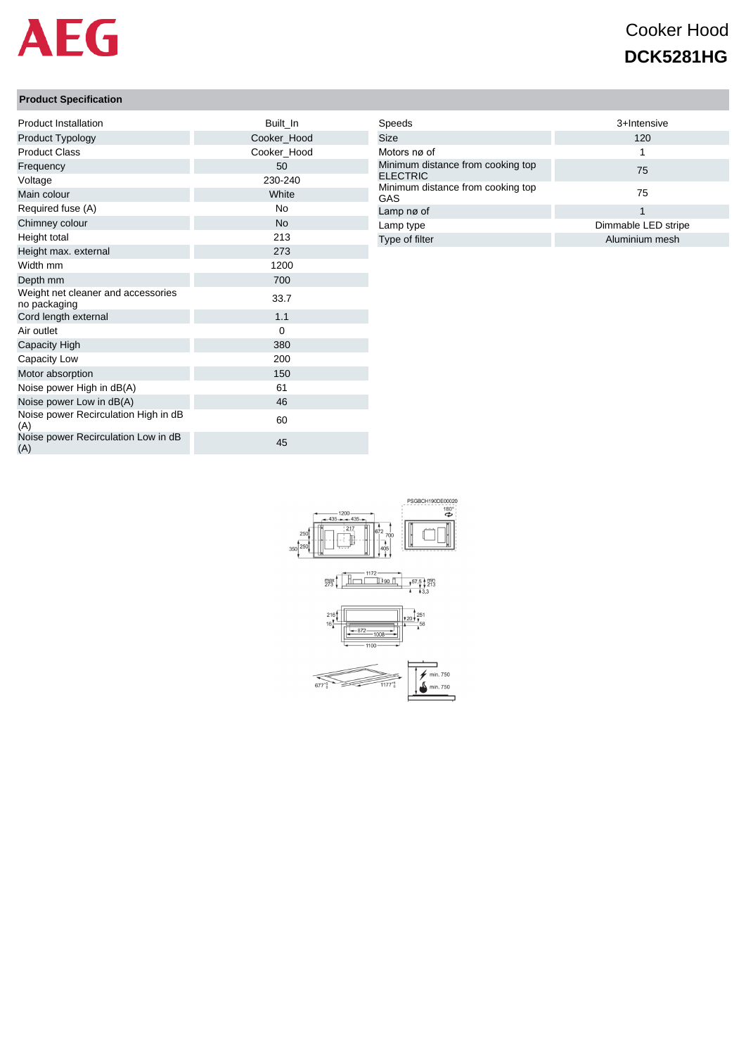# AEG

Cooker Hood
**DCK5281HG**

## Product Specification

| | |
|---|---|
| Product Installation | Built_In |
| Product Typology | Cooker_Hood |
| Product Class | Cooker_Hood |
| Frequency | 50 |
| Voltage | 230-240 |
| Main colour | White |
| Required fuse (A) | No |
| Chimney colour | No |
| Height total | 213 |
| Height max. external | 273 |
| Width mm | 1200 |
| Depth mm | 700 |
| Weight net cleaner and accessories no packaging | 33.7 |
| Cord length external | 1.1 |
| Air outlet | 0 |
| Capacity High | 380 |
| Capacity Low | 200 |
| Motor absorption | 150 |
| Noise power High in dB(A) | 61 |
| Noise power Low in dB(A) | 46 |
| Noise power Recirculation High in dB (A) | 60 |
| Noise power Recirculation Low in dB (A) | 45 |

| | |
|---|---|
| Speeds | 3+Intensive |
| Size | 120 |
| Motors nø of | 1 |
| Minimum distance from cooking top ELECTRIC | 75 |
| Minimum distance from cooking top GAS | 75 |
| Lamp nø of | 1 |
| Lamp type | Dimmable LED stripe |
| Type of filter | Aluminium mesh |